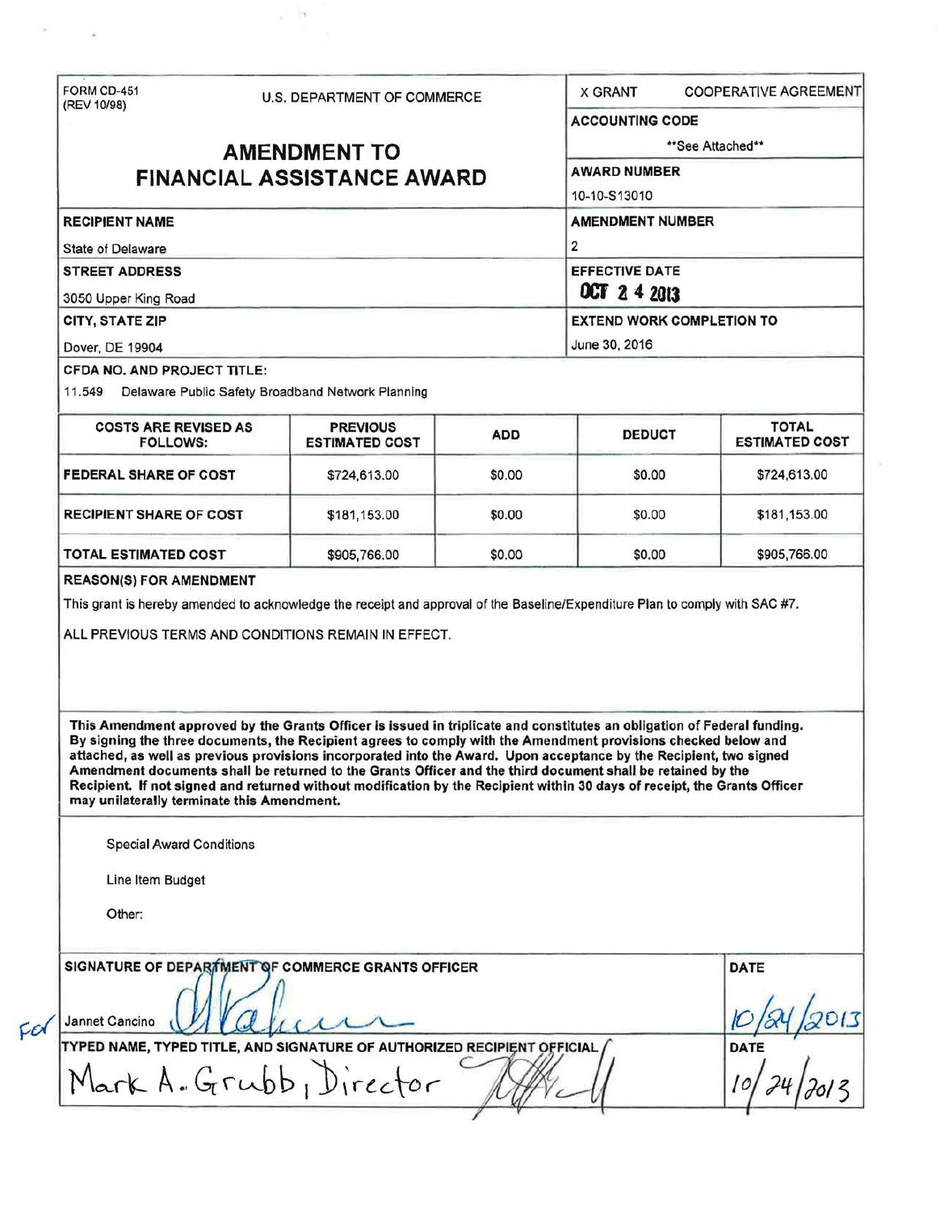FORM CD-451
(REV 10/98)

U.S. DEPARTMENT OF COMMERCE

# AMENDMENT TO FINANCIAL ASSISTANCE AWARD

X GRANT    COOPERATIVE AGREEMENT

**ACCOUNTING CODE**

**See Attached**

**AWARD NUMBER**

10-10-S13010

**RECIPIENT NAME**

State of Delaware

**AMENDMENT NUMBER**

2

**STREET ADDRESS**

3050 Upper King Road

**EFFECTIVE DATE**

OCT 2 4 2013

**CITY, STATE ZIP**

Dover, DE 19904

**EXTEND WORK COMPLETION TO**

June 30, 2016

**CFDA NO. AND PROJECT TITLE:**

11.549 Delaware Public Safety Broadband Network Planning

| COSTS ARE REVISED AS FOLLOWS: | PREVIOUS ESTIMATED COST | ADD | DEDUCT | TOTAL ESTIMATED COST |
|---|---|---|---|---|
| FEDERAL SHARE OF COST | $724,613.00 | $0.00 | $0.00 | $724,613.00 |
| RECIPIENT SHARE OF COST | $181,153.00 | $0.00 | $0.00 | $181,153.00 |
| TOTAL ESTIMATED COST | $905,766.00 | $0.00 | $0.00 | $905,766.00 |

**REASON(S) FOR AMENDMENT**

This grant is hereby amended to acknowledge the receipt and approval of the Baseline/Expenditure Plan to comply with SAC #7.

ALL PREVIOUS TERMS AND CONDITIONS REMAIN IN EFFECT.

**This Amendment approved by the Grants Officer is issued in triplicate and constitutes an obligation of Federal funding. By signing the three documents, the Recipient agrees to comply with the Amendment provisions checked below and attached, as well as previous provisions incorporated into the Award. Upon acceptance by the Recipient, two signed Amendment documents shall be returned to the Grants Officer and the third document shall be retained by the Recipient. If not signed and returned without modification by the Recipient within 30 days of receipt, the Grants Officer may unilaterally terminate this Amendment.**

Special Award Conditions

Line Item Budget

Other:

**SIGNATURE OF DEPARTMENT OF COMMERCE GRANTS OFFICER**

For Jannet Cancino [signature]

**DATE**

10/24/2013

**TYPED NAME, TYPED TITLE, AND SIGNATURE OF AUTHORIZED RECIPIENT OFFICIAL**

Mark A. Grubb, Director [signature]

**DATE**

10/24/2013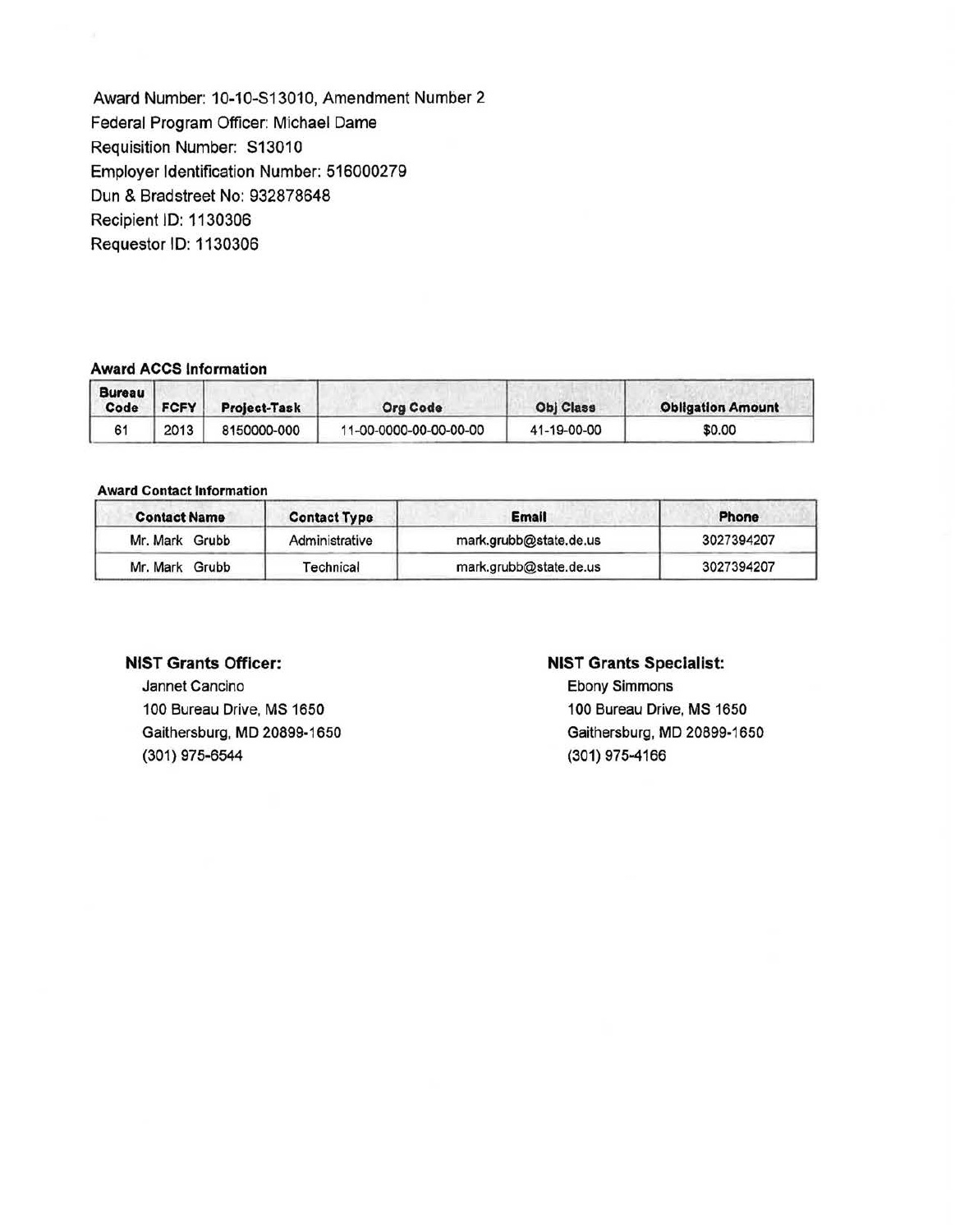Award Number: 10-10-S13010, Amendment Number 2
Federal Program Officer: Michael Dame
Requisition Number: S13010
Employer Identification Number: 516000279
Dun & Bradstreet No: 932878648
Recipient ID: 1130306
Requestor ID: 1130306

**Award ACCS Information**

| Bureau Code | FCFY | Project-Task | Org Code | Obj Class | Obligation Amount |
|---|---|---|---|---|---|
| 61 | 2013 | 8150000-000 | 11-00-0000-00-00-00-00 | 41-19-00-00 | $0.00 |

**Award Contact Information**

| Contact Name | Contact Type | Email | Phone |
|---|---|---|---|
| Mr. Mark Grubb | Administrative | mark.grubb@state.de.us | 3027394207 |
| Mr. Mark Grubb | Technical | mark.grubb@state.de.us | 3027394207 |

**NIST Grants Officer:**
Jannet Cancino
100 Bureau Drive, MS 1650
Gaithersburg, MD 20899-1650
(301) 975-6544

**NIST Grants Specialist:**
Ebony Simmons
100 Bureau Drive, MS 1650
Gaithersburg, MD 20899-1650
(301) 975-4166